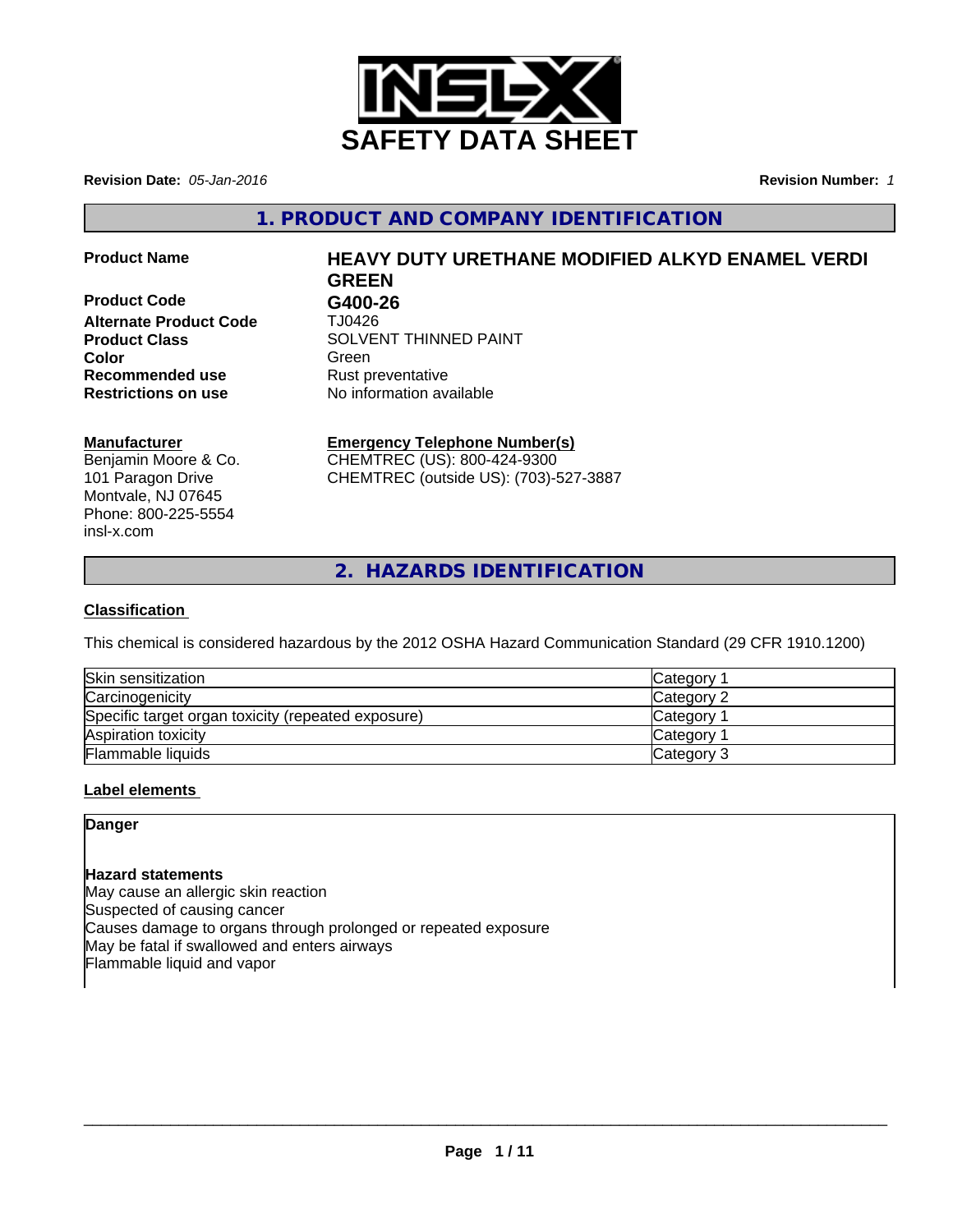# SAFETY DATA SHEET

**Revision Date:** *05-Jan-2016* **Revision Number:** *1*

## 1. PRODUCT AND COMPANY IDENTIFICATION

**Product Name** **HEAVY DUTY URETHANE MODIFIED ALKYD ENAMEL VERDI GREEN**

**Product Code** **G400-26**

**Alternate Product Code** TJ0426

**Product Class** SOLVENT THINNED PAINT

**Color** Green

**Recommended use** Rust preventative

**Restrictions on use** No information available

**Manufacturer**
Benjamin Moore & Co.
101 Paragon Drive
Montvale, NJ 07645
Phone: 800-225-5554
insl-x.com

**Emergency Telephone Number(s)**
CHEMTREC (US): 800-424-9300
CHEMTREC (outside US): (703)-527-3887

## 2. HAZARDS IDENTIFICATION

### Classification

This chemical is considered hazardous by the 2012 OSHA Hazard Communication Standard (29 CFR 1910.1200)

| | |
|---|---|
| Skin sensitization | Category 1 |
| Carcinogenicity | Category 2 |
| Specific target organ toxicity (repeated exposure) | Category 1 |
| Aspiration toxicity | Category 1 |
| Flammable liquids | Category 3 |

### Label elements

**Danger**

**Hazard statements**
May cause an allergic skin reaction
Suspected of causing cancer
Causes damage to organs through prolonged or repeated exposure
May be fatal if swallowed and enters airways
Flammable liquid and vapor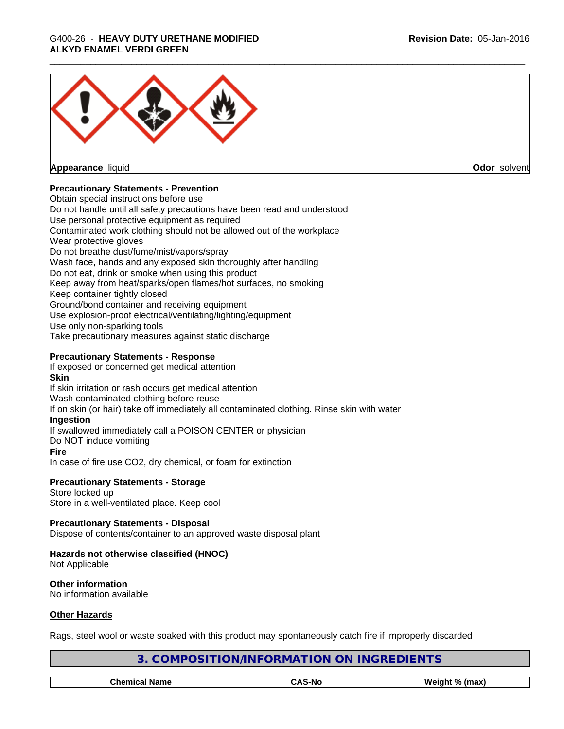**Appearance** liquid **Odor** solvent

### Precautionary Statements - Prevention

Obtain special instructions before use
Do not handle until all safety precautions have been read and understood
Use personal protective equipment as required
Contaminated work clothing should not be allowed out of the workplace
Wear protective gloves
Do not breathe dust/fume/mist/vapors/spray
Wash face, hands and any exposed skin thoroughly after handling
Do not eat, drink or smoke when using this product
Keep away from heat/sparks/open flames/hot surfaces, no smoking
Keep container tightly closed
Ground/bond container and receiving equipment
Use explosion-proof electrical/ventilating/lighting/equipment
Use only non-sparking tools
Take precautionary measures against static discharge

### Precautionary Statements - Response

If exposed or concerned get medical attention

**Skin**

If skin irritation or rash occurs get medical attention
Wash contaminated clothing before reuse
If on skin (or hair) take off immediately all contaminated clothing. Rinse skin with water

**Ingestion**

If swallowed immediately call a POISON CENTER or physician
Do NOT induce vomiting

**Fire**

In case of fire use $CO_2$, dry chemical, or foam for extinction

### Precautionary Statements - Storage

Store locked up
Store in a well-ventilated place. Keep cool

### Precautionary Statements - Disposal

Dispose of contents/container to an approved waste disposal plant

**Hazards not otherwise classified (HNOC)**

Not Applicable

**Other information**

No information available

**Other Hazards**

Rags, steel wool or waste soaked with this product may spontaneously catch fire if improperly discarded

## 3. COMPOSITION/INFORMATION ON INGREDIENTS

| Chemical Name | CAS-No | Weight % (max) |
|---|---|---|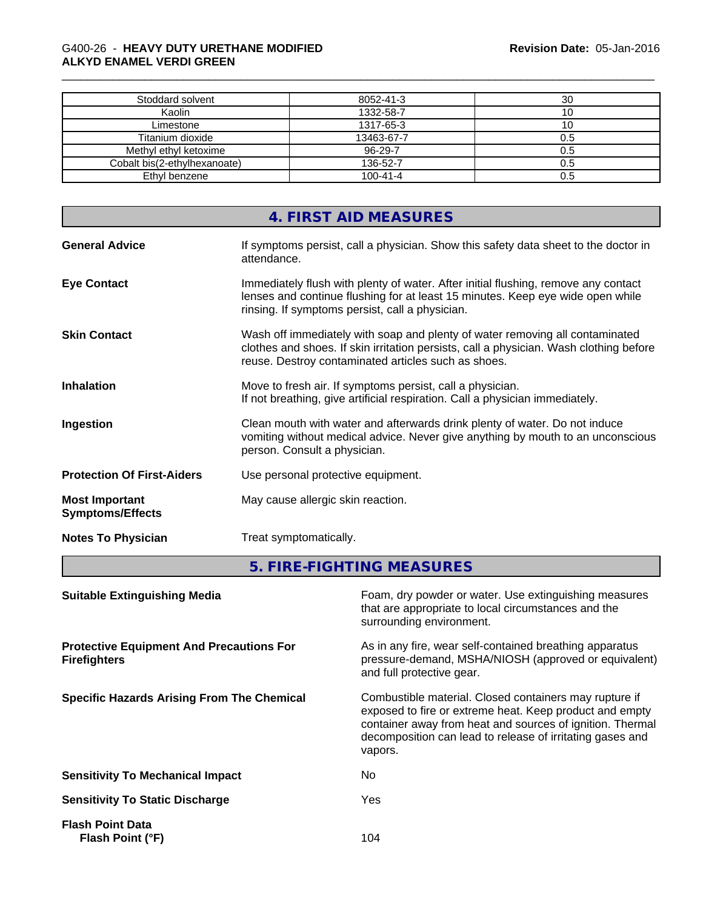| | | |
|---|---|---|
| Stoddard solvent | 8052-41-3 | 30 |
| Kaolin | 1332-58-7 | 10 |
| Limestone | 1317-65-3 | 10 |
| Titanium dioxide | 13463-67-7 | 0.5 |
| Methyl ethyl ketoxime | 96-29-7 | 0.5 |
| Cobalt bis(2-ethylhexanoate) | 136-52-7 | 0.5 |
| Ethyl benzene | 100-41-4 | 0.5 |

## 4. FIRST AID MEASURES

**General Advice** If symptoms persist, call a physician. Show this safety data sheet to the doctor in attendance.

**Eye Contact** Immediately flush with plenty of water. After initial flushing, remove any contact lenses and continue flushing for at least 15 minutes. Keep eye wide open while rinsing. If symptoms persist, call a physician.

**Skin Contact** Wash off immediately with soap and plenty of water removing all contaminated clothes and shoes. If skin irritation persists, call a physician. Wash clothing before reuse. Destroy contaminated articles such as shoes.

**Inhalation** Move to fresh air. If symptoms persist, call a physician.
If not breathing, give artificial respiration. Call a physician immediately.

**Ingestion** Clean mouth with water and afterwards drink plenty of water. Do not induce vomiting without medical advice. Never give anything by mouth to an unconscious person. Consult a physician.

**Protection Of First-Aiders** Use personal protective equipment.

**Most Important Symptoms/Effects** May cause allergic skin reaction.

**Notes To Physician** Treat symptomatically.

## 5. FIRE-FIGHTING MEASURES

**Suitable Extinguishing Media** Foam, dry powder or water. Use extinguishing measures that are appropriate to local circumstances and the surrounding environment.

**Protective Equipment And Precautions For Firefighters** As in any fire, wear self-contained breathing apparatus pressure-demand, MSHA/NIOSH (approved or equivalent) and full protective gear.

**Specific Hazards Arising From The Chemical** Combustible material. Closed containers may rupture if exposed to fire or extreme heat. Keep product and empty container away from heat and sources of ignition. Thermal decomposition can lead to release of irritating gases and vapors.

**Sensitivity To Mechanical Impact** No

**Sensitivity To Static Discharge** Yes

**Flash Point Data**
**Flash Point (°F)** 104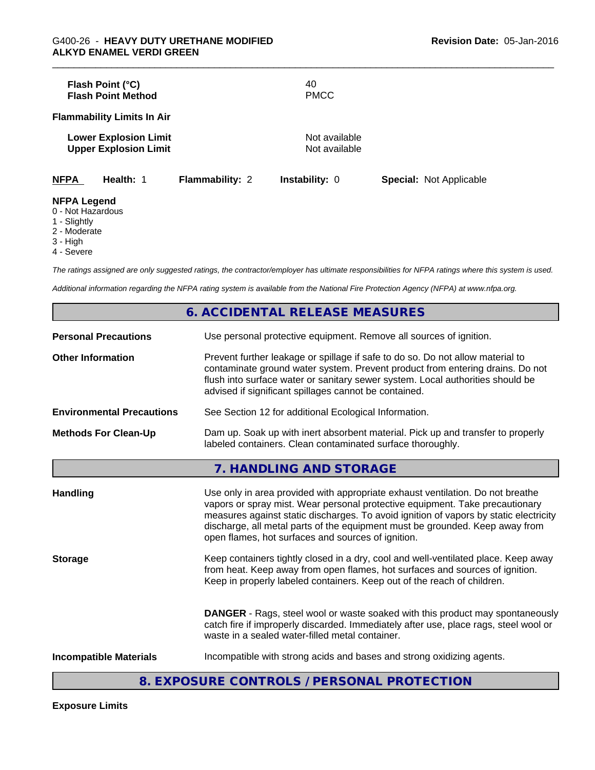| | |
|---|---|
| **Flash Point (°C)** | 40 |
| **Flash Point Method** | PMCC |

**Flammability Limits In Air**

| | |
|---|---|
| **Lower Explosion Limit** | Not available |
| **Upper Explosion Limit** | Not available |

| **NFPA** | **Health:** 1 | **Flammability:** 2 | **Instability:** 0 | **Special:** Not Applicable |
|---|---|---|---|---|

**NFPA Legend**
- 0 - Not Hazardous
- 1 - Slightly
- 2 - Moderate
- 3 - High
- 4 - Severe

*The ratings assigned are only suggested ratings, the contractor/employer has ultimate responsibilities for NFPA ratings where this system is used.*

*Additional information regarding the NFPA rating system is available from the National Fire Protection Agency (NFPA) at www.nfpa.org.*

## 6. ACCIDENTAL RELEASE MEASURES

| | |
|---|---|
| **Personal Precautions** | Use personal protective equipment. Remove all sources of ignition. |
| **Other Information** | Prevent further leakage or spillage if safe to do so. Do not allow material to contaminate ground water system. Prevent product from entering drains. Do not flush into surface water or sanitary sewer system. Local authorities should be advised if significant spillages cannot be contained. |
| **Environmental Precautions** | See Section 12 for additional Ecological Information. |
| **Methods For Clean-Up** | Dam up. Soak up with inert absorbent material. Pick up and transfer to properly labeled containers. Clean contaminated surface thoroughly. |

## 7. HANDLING AND STORAGE

| | |
|---|---|
| **Handling** | Use only in area provided with appropriate exhaust ventilation. Do not breathe vapors or spray mist. Wear personal protective equipment. Take precautionary measures against static discharges. To avoid ignition of vapors by static electricity discharge, all metal parts of the equipment must be grounded. Keep away from open flames, hot surfaces and sources of ignition. |
| **Storage** | Keep containers tightly closed in a dry, cool and well-ventilated place. Keep away from heat. Keep away from open flames, hot surfaces and sources of ignition. Keep in properly labeled containers. Keep out of the reach of children. **DANGER** - Rags, steel wool or waste soaked with this product may spontaneously catch fire if improperly discarded. Immediately after use, place rags, steel wool or waste in a sealed water-filled metal container. |
| **Incompatible Materials** | Incompatible with strong acids and bases and strong oxidizing agents. |

## 8. EXPOSURE CONTROLS / PERSONAL PROTECTION

**Exposure Limits**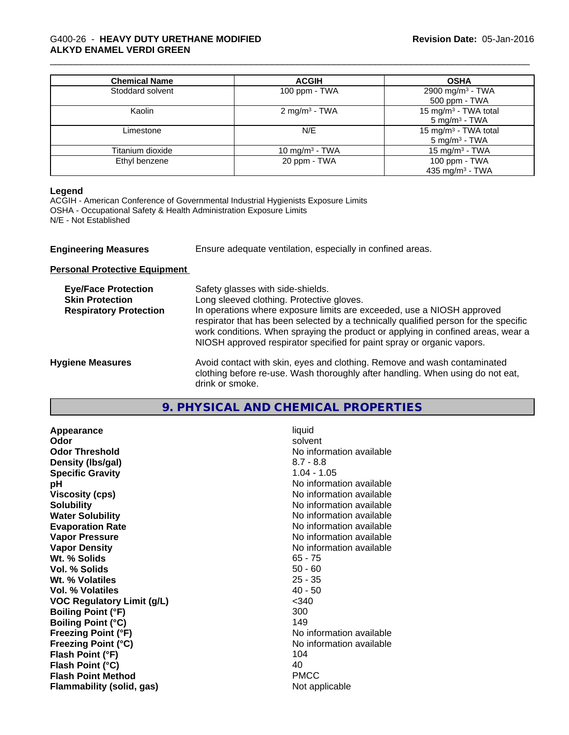| Chemical Name | ACGIH | OSHA |
|---|---|---|
| Stoddard solvent | 100 ppm - TWA | 2900 mg/m³ - TWA<br>500 ppm - TWA |
| Kaolin | 2 mg/m³ - TWA | 15 mg/m³ - TWA total<br>5 mg/m³ - TWA |
| Limestone | N/E | 15 mg/m³ - TWA total<br>5 mg/m³ - TWA |
| Titanium dioxide | 10 mg/m³ - TWA | 15 mg/m³ - TWA |
| Ethyl benzene | 20 ppm - TWA | 100 ppm - TWA<br>435 mg/m³ - TWA |

**Legend**
ACGIH - American Conference of Governmental Industrial Hygienists Exposure Limits
OSHA - Occupational Safety & Health Administration Exposure Limits
N/E - Not Established

**Engineering Measures** Ensure adequate ventilation, especially in confined areas.

**Personal Protective Equipment**

**Eye/Face Protection** Safety glasses with side-shields.
**Skin Protection** Long sleeved clothing. Protective gloves.
**Respiratory Protection** In operations where exposure limits are exceeded, use a NIOSH approved respirator that has been selected by a technically qualified person for the specific work conditions. When spraying the product or applying in confined areas, wear a NIOSH approved respirator specified for paint spray or organic vapors.

**Hygiene Measures** Avoid contact with skin, eyes and clothing. Remove and wash contaminated clothing before re-use. Wash thoroughly after handling. When using do not eat, drink or smoke.

## 9. PHYSICAL AND CHEMICAL PROPERTIES

| | |
|---|---|
| **Appearance** | liquid |
| **Odor** | solvent |
| **Odor Threshold** | No information available |
| **Density (lbs/gal)** | 8.7 - 8.8 |
| **Specific Gravity** | 1.04 - 1.05 |
| **pH** | No information available |
| **Viscosity (cps)** | No information available |
| **Solubility** | No information available |
| **Water Solubility** | No information available |
| **Evaporation Rate** | No information available |
| **Vapor Pressure** | No information available |
| **Vapor Density** | No information available |
| **Wt. % Solids** | 65 - 75 |
| **Vol. % Solids** | 50 - 60 |
| **Wt. % Volatiles** | 25 - 35 |
| **Vol. % Volatiles** | 40 - 50 |
| **VOC Regulatory Limit (g/L)** | <340 |
| **Boiling Point (°F)** | 300 |
| **Boiling Point (°C)** | 149 |
| **Freezing Point (°F)** | No information available |
| **Freezing Point (°C)** | No information available |
| **Flash Point (°F)** | 104 |
| **Flash Point (°C)** | 40 |
| **Flash Point Method** | PMCC |
| **Flammability (solid, gas)** | Not applicable |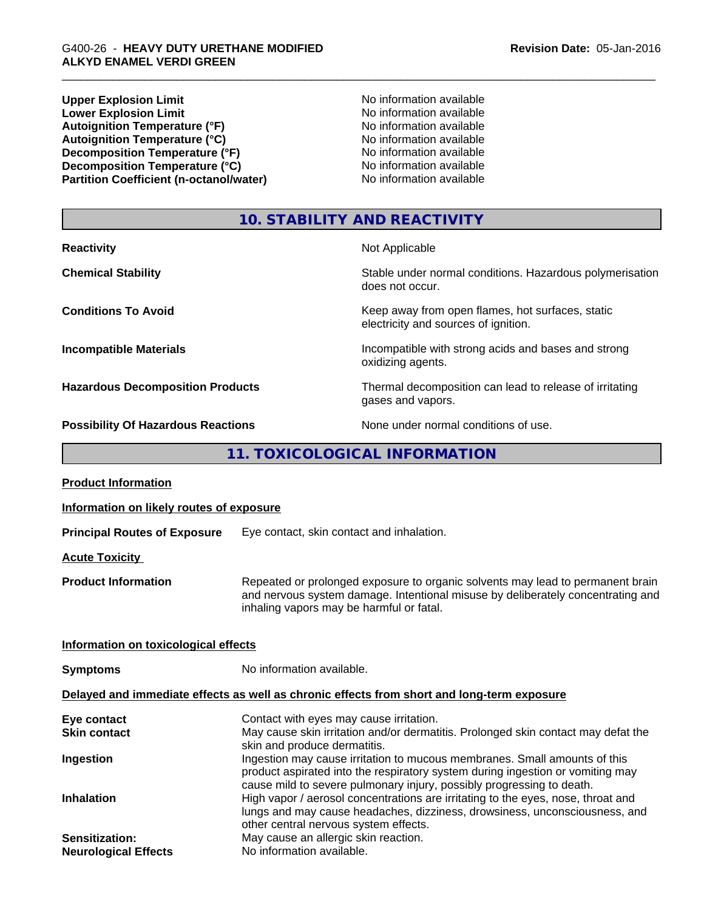| | |
|---|---|
| **Upper Explosion Limit** | No information available |
| **Lower Explosion Limit** | No information available |
| **Autoignition Temperature (°F)** | No information available |
| **Autoignition Temperature (°C)** | No information available |
| **Decomposition Temperature (°F)** | No information available |
| **Decomposition Temperature (°C)** | No information available |
| **Partition Coefficient (n-octanol/water)** | No information available |

## 10. STABILITY AND REACTIVITY

| | |
|---|---|
| **Reactivity** | Not Applicable |
| **Chemical Stability** | Stable under normal conditions. Hazardous polymerisation does not occur. |
| **Conditions To Avoid** | Keep away from open flames, hot surfaces, static electricity and sources of ignition. |
| **Incompatible Materials** | Incompatible with strong acids and bases and strong oxidizing agents. |
| **Hazardous Decomposition Products** | Thermal decomposition can lead to release of irritating gases and vapors. |
| **Possibility Of Hazardous Reactions** | None under normal conditions of use. |

## 11. TOXICOLOGICAL INFORMATION

**Product Information**

**Information on likely routes of exposure**

**Principal Routes of Exposure** Eye contact, skin contact and inhalation.

**Acute Toxicity**

**Product Information** Repeated or prolonged exposure to organic solvents may lead to permanent brain and nervous system damage. Intentional misuse by deliberately concentrating and inhaling vapors may be harmful or fatal.

**Information on toxicological effects**

**Symptoms** No information available.

**Delayed and immediate effects as well as chronic effects from short and long-term exposure**

| | |
|---|---|
| **Eye contact** | Contact with eyes may cause irritation. |
| **Skin contact** | May cause skin irritation and/or dermatitis. Prolonged skin contact may defat the skin and produce dermatitis. |
| **Ingestion** | Ingestion may cause irritation to mucous membranes. Small amounts of this product aspirated into the respiratory system during ingestion or vomiting may cause mild to severe pulmonary injury, possibly progressing to death. |
| **Inhalation** | High vapor / aerosol concentrations are irritating to the eyes, nose, throat and lungs and may cause headaches, dizziness, drowsiness, unconsciousness, and other central nervous system effects. |
| **Sensitization:** | May cause an allergic skin reaction. |
| **Neurological Effects** | No information available. |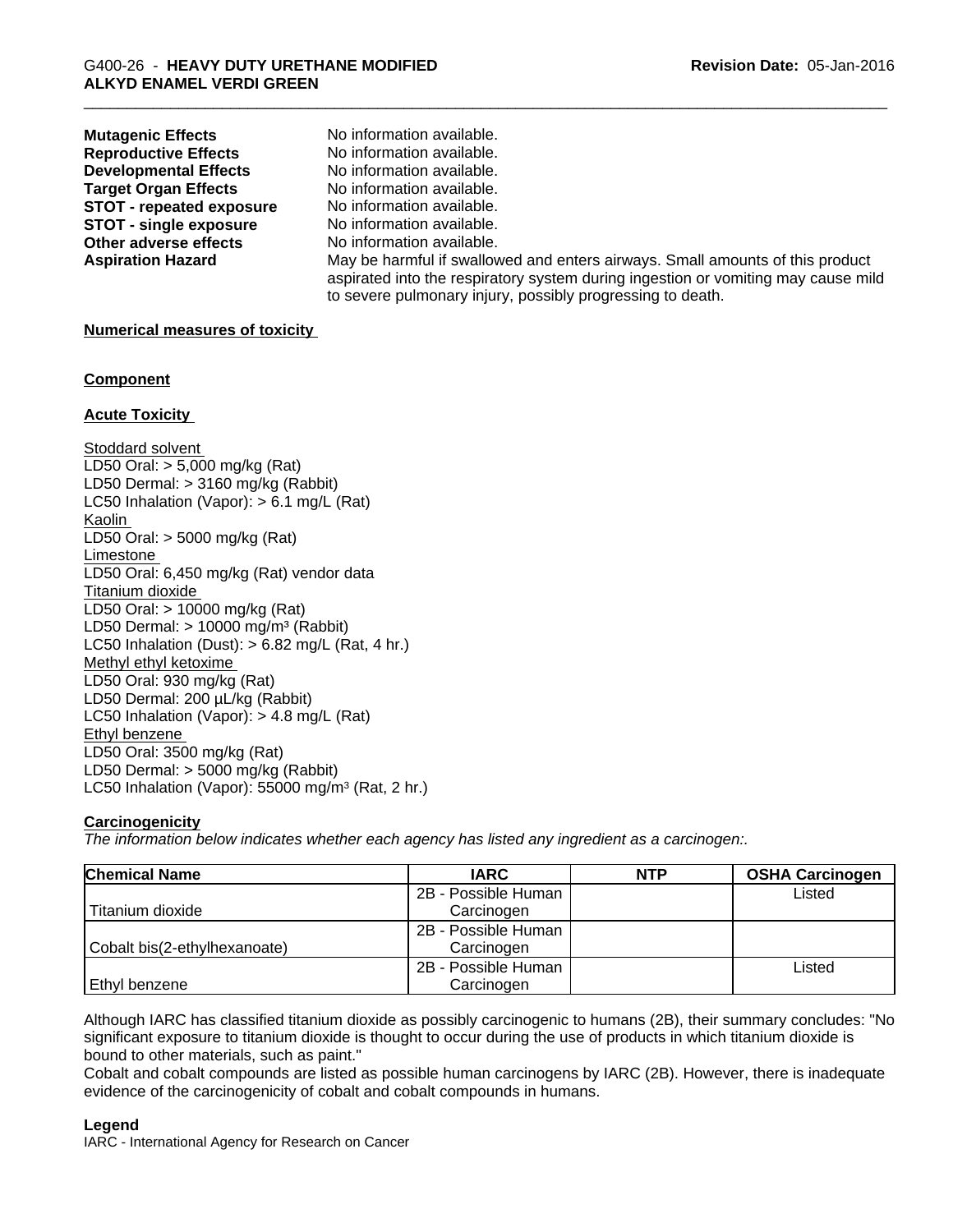**Mutagenic Effects** No information available.
**Reproductive Effects** No information available.
**Developmental Effects** No information available.
**Target Organ Effects** No information available.
**STOT - repeated exposure** No information available.
**STOT - single exposure** No information available.
**Other adverse effects** No information available.
**Aspiration Hazard** May be harmful if swallowed and enters airways. Small amounts of this product aspirated into the respiratory system during ingestion or vomiting may cause mild to severe pulmonary injury, possibly progressing to death.

**Numerical measures of toxicity**

**Component**

**Acute Toxicity**

Stoddard solvent
LD50 Oral: > 5,000 mg/kg (Rat)
LD50 Dermal: > 3160 mg/kg (Rabbit)
LC50 Inhalation (Vapor): > 6.1 mg/L (Rat)
Kaolin
LD50 Oral: > 5000 mg/kg (Rat)
Limestone
LD50 Oral: 6,450 mg/kg (Rat) vendor data
Titanium dioxide
LD50 Oral: > 10000 mg/kg (Rat)
LD50 Dermal: > 10000 mg/m³ (Rabbit)
LC50 Inhalation (Dust): > 6.82 mg/L (Rat, 4 hr.)
Methyl ethyl ketoxime
LD50 Oral: 930 mg/kg (Rat)
LD50 Dermal: 200 µL/kg (Rabbit)
LC50 Inhalation (Vapor): > 4.8 mg/L (Rat)
Ethyl benzene
LD50 Oral: 3500 mg/kg (Rat)
LD50 Dermal: > 5000 mg/kg (Rabbit)
LC50 Inhalation (Vapor): 55000 mg/m³ (Rat, 2 hr.)

**Carcinogenicity**
*The information below indicates whether each agency has listed any ingredient as a carcinogen:.*

| Chemical Name | IARC | NTP | OSHA Carcinogen |
|---|---|---|---|
| Titanium dioxide | 2B - Possible Human Carcinogen | | Listed |
| Cobalt bis(2-ethylhexanoate) | 2B - Possible Human Carcinogen | | |
| Ethyl benzene | 2B - Possible Human Carcinogen | | Listed |

Although IARC has classified titanium dioxide as possibly carcinogenic to humans (2B), their summary concludes: "No significant exposure to titanium dioxide is thought to occur during the use of products in which titanium dioxide is bound to other materials, such as paint."
Cobalt and cobalt compounds are listed as possible human carcinogens by IARC (2B). However, there is inadequate evidence of the carcinogenicity of cobalt and cobalt compounds in humans.

**Legend**
IARC - International Agency for Research on Cancer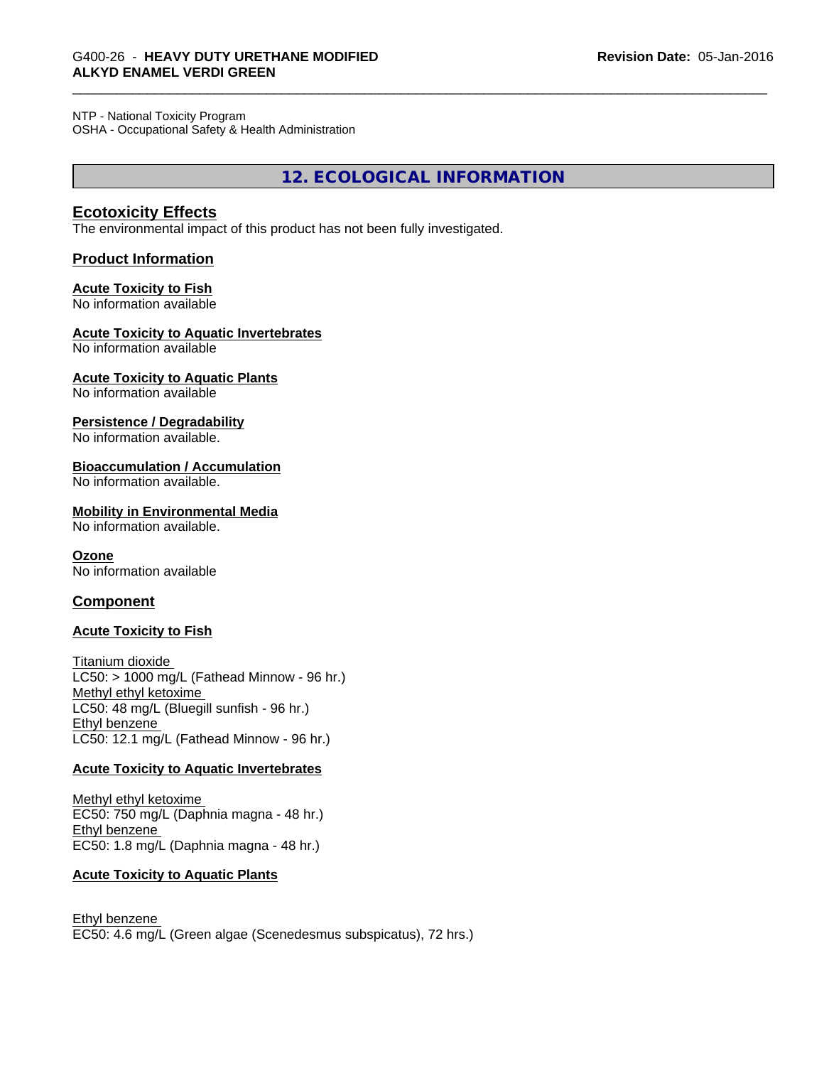NTP - National Toxicity Program
OSHA - Occupational Safety & Health Administration

## 12. ECOLOGICAL INFORMATION

### Ecotoxicity Effects

The environmental impact of this product has not been fully investigated.

### Product Information

**Acute Toxicity to Fish**
No information available

**Acute Toxicity to Aquatic Invertebrates**
No information available

**Acute Toxicity to Aquatic Plants**
No information available

**Persistence / Degradability**
No information available.

**Bioaccumulation / Accumulation**
No information available.

**Mobility in Environmental Media**
No information available.

**Ozone**
No information available

### Component

**Acute Toxicity to Fish**

Titanium dioxide
LC50: > 1000 mg/L (Fathead Minnow - 96 hr.)
Methyl ethyl ketoxime
LC50: 48 mg/L (Bluegill sunfish - 96 hr.)
Ethyl benzene
LC50: 12.1 mg/L (Fathead Minnow - 96 hr.)

**Acute Toxicity to Aquatic Invertebrates**

Methyl ethyl ketoxime
EC50: 750 mg/L (Daphnia magna - 48 hr.)
Ethyl benzene
EC50: 1.8 mg/L (Daphnia magna - 48 hr.)

**Acute Toxicity to Aquatic Plants**

Ethyl benzene
EC50: 4.6 mg/L (Green algae (Scenedesmus subspicatus), 72 hrs.)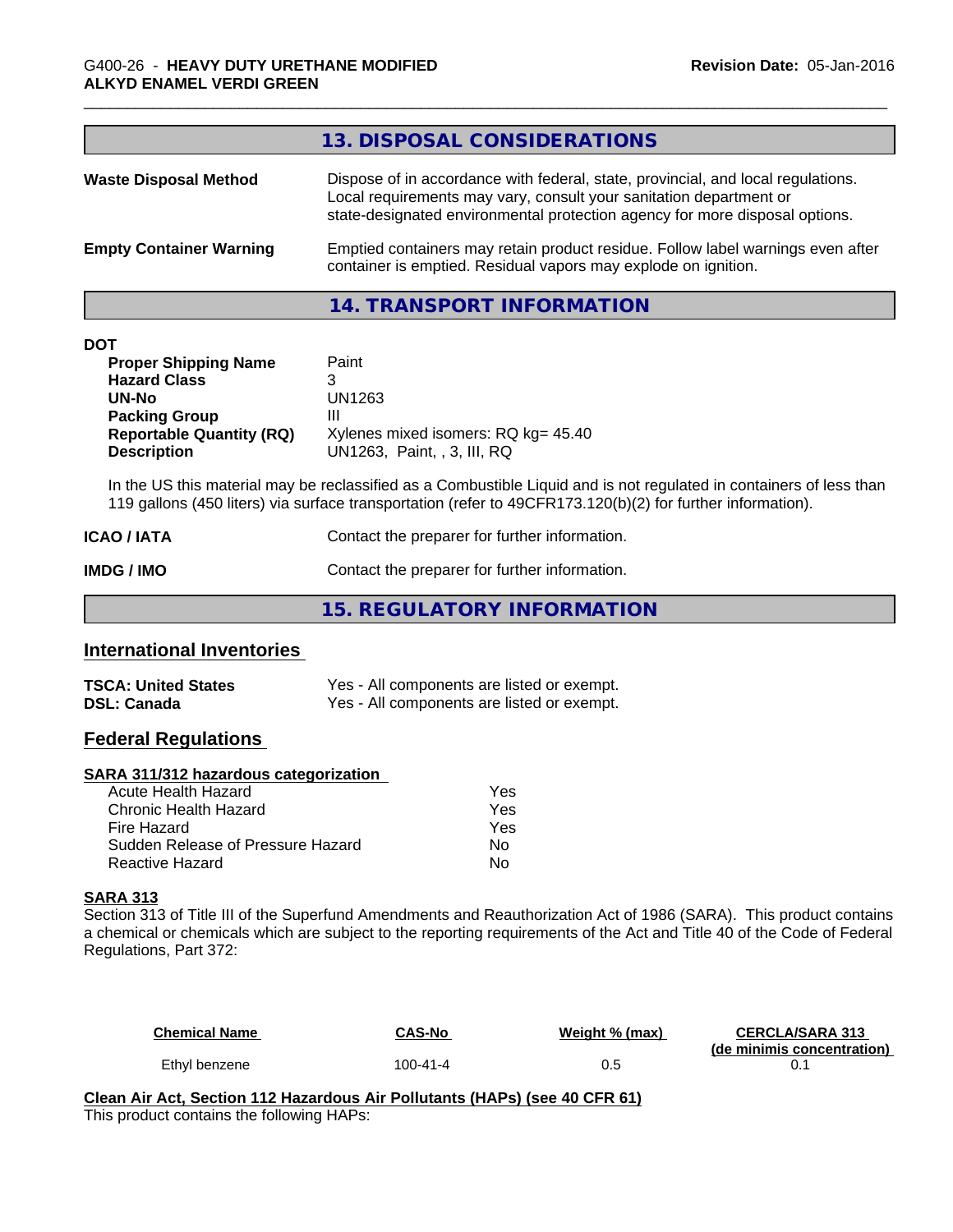## 13. DISPOSAL CONSIDERATIONS

**Waste Disposal Method** Dispose of in accordance with federal, state, provincial, and local regulations. Local requirements may vary, consult your sanitation department or state-designated environmental protection agency for more disposal options.

**Empty Container Warning** Emptied containers may retain product residue. Follow label warnings even after container is emptied. Residual vapors may explode on ignition.

## 14. TRANSPORT INFORMATION

**DOT**

| | |
|---|---|
| **Proper Shipping Name** | Paint |
| **Hazard Class** | 3 |
| **UN-No** | UN1263 |
| **Packing Group** | III |
| **Reportable Quantity (RQ)** | Xylenes mixed isomers: RQ kg= 45.40 |
| **Description** | UN1263, Paint, , 3, III, RQ |

In the US this material may be reclassified as a Combustible Liquid and is not regulated in containers of less than 119 gallons (450 liters) via surface transportation (refer to 49CFR173.120(b)(2) for further information).

**ICAO / IATA** Contact the preparer for further information.

**IMDG / IMO** Contact the preparer for further information.

## 15. REGULATORY INFORMATION

### International Inventories

| | |
|---|---|
| **TSCA: United States** | Yes - All components are listed or exempt. |
| **DSL: Canada** | Yes - All components are listed or exempt. |

### Federal Regulations

**SARA 311/312 hazardous categorization**

| | |
|---|---|
| Acute Health Hazard | Yes |
| Chronic Health Hazard | Yes |
| Fire Hazard | Yes |
| Sudden Release of Pressure Hazard | No |
| Reactive Hazard | No |

**SARA 313**

Section 313 of Title III of the Superfund Amendments and Reauthorization Act of 1986 (SARA). This product contains a chemical or chemicals which are subject to the reporting requirements of the Act and Title 40 of the Code of Federal Regulations, Part 372:

| Chemical Name | CAS-No | Weight % (max) | CERCLA/SARA 313 (de minimis concentration) |
|---|---|---|---|
| Ethyl benzene | 100-41-4 | 0.5 | 0.1 |

**Clean Air Act, Section 112 Hazardous Air Pollutants (HAPs) (see 40 CFR 61)**

This product contains the following HAPs: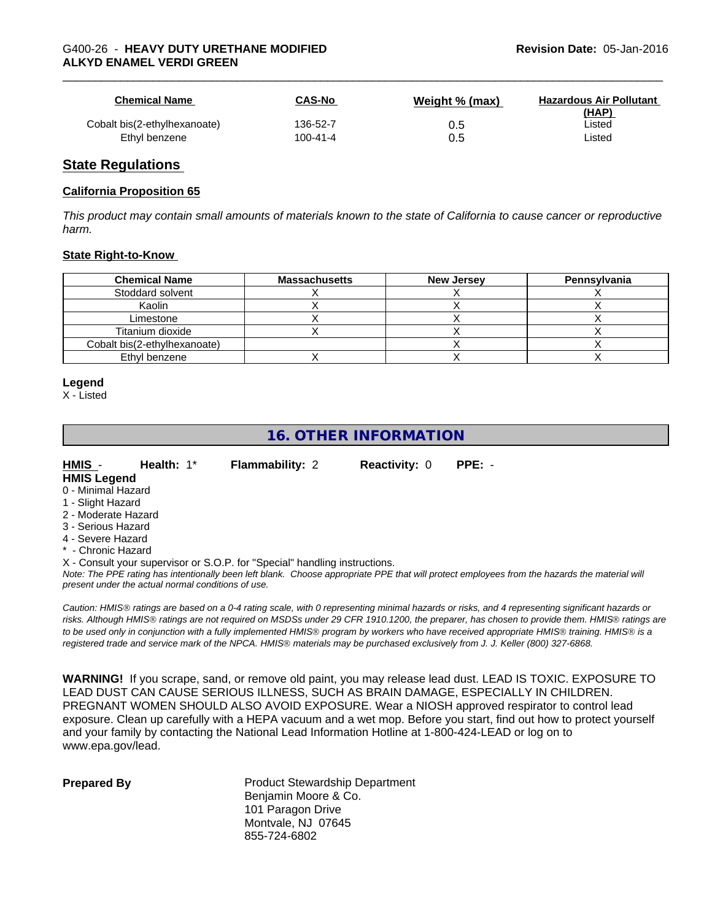| Chemical Name | CAS-No | Weight % (max) | Hazardous Air Pollutant (HAP) |
|---|---|---|---|
| Cobalt bis(2-ethylhexanoate) | 136-52-7 | 0.5 | Listed |
| Ethyl benzene | 100-41-4 | 0.5 | Listed |

## State Regulations

### California Proposition 65

*This product may contain small amounts of materials known to the state of California to cause cancer or reproductive harm.*

### State Right-to-Know

| Chemical Name | Massachusetts | New Jersey | Pennsylvania |
|---|---|---|---|
| Stoddard solvent | X | X | X |
| Kaolin | X | X | X |
| Limestone | X | X | X |
| Titanium dioxide | X | X | X |
| Cobalt bis(2-ethylhexanoate) | | X | X |
| Ethyl benzene | X | X | X |

**Legend**
X - Listed

# 16. OTHER INFORMATION

**HMIS** - **Health:** 1* **Flammability:** 2 **Reactivity:** 0 **PPE:** -

**HMIS Legend**
0 - Minimal Hazard
1 - Slight Hazard
2 - Moderate Hazard
3 - Serious Hazard
4 - Severe Hazard
* - Chronic Hazard
X - Consult your supervisor or S.O.P. for "Special" handling instructions.

*Note: The PPE rating has intentionally been left blank. Choose appropriate PPE that will protect employees from the hazards the material will present under the actual normal conditions of use.*

*Caution: HMIS® ratings are based on a 0-4 rating scale, with 0 representing minimal hazards or risks, and 4 representing significant hazards or risks. Although HMIS® ratings are not required on MSDSs under 29 CFR 1910.1200, the preparer, has chosen to provide them. HMIS® ratings are to be used only in conjunction with a fully implemented HMIS® program by workers who have received appropriate HMIS® training. HMIS® is a registered trade and service mark of the NPCA. HMIS® materials may be purchased exclusively from J. J. Keller (800) 327-6868.*

**WARNING!** If you scrape, sand, or remove old paint, you may release lead dust. LEAD IS TOXIC. EXPOSURE TO LEAD DUST CAN CAUSE SERIOUS ILLNESS, SUCH AS BRAIN DAMAGE, ESPECIALLY IN CHILDREN. PREGNANT WOMEN SHOULD ALSO AVOID EXPOSURE. Wear a NIOSH approved respirator to control lead exposure. Clean up carefully with a HEPA vacuum and a wet mop. Before you start, find out how to protect yourself and your family by contacting the National Lead Information Hotline at 1-800-424-LEAD or log on to www.epa.gov/lead.

**Prepared By**

Product Stewardship Department
Benjamin Moore & Co.
101 Paragon Drive
Montvale, NJ 07645
855-724-6802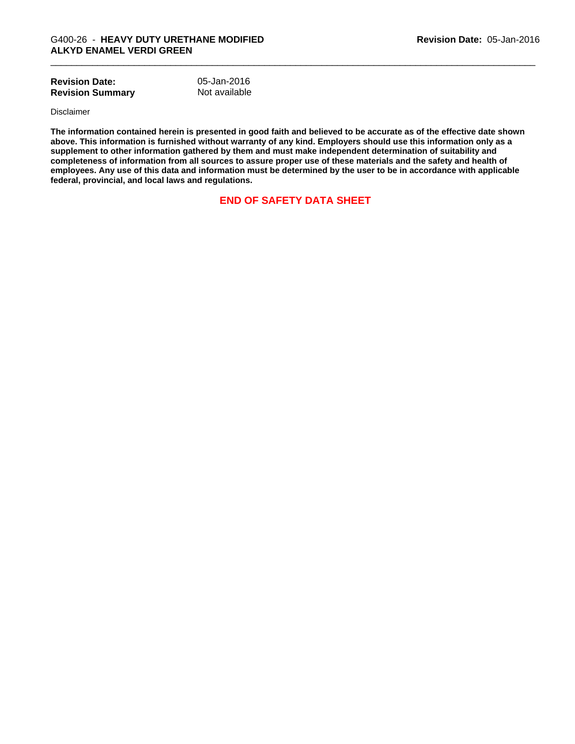| | |
|---|---|
| **Revision Date:** | 05-Jan-2016 |
| **Revision Summary** | Not available |

Disclaimer

**The information contained herein is presented in good faith and believed to be accurate as of the effective date shown above. This information is furnished without warranty of any kind. Employers should use this information only as a supplement to other information gathered by them and must make independent determination of suitability and completeness of information from all sources to assure proper use of these materials and the safety and health of employees. Any use of this data and information must be determined by the user to be in accordance with applicable federal, provincial, and local laws and regulations.**

**END OF SAFETY DATA SHEET**